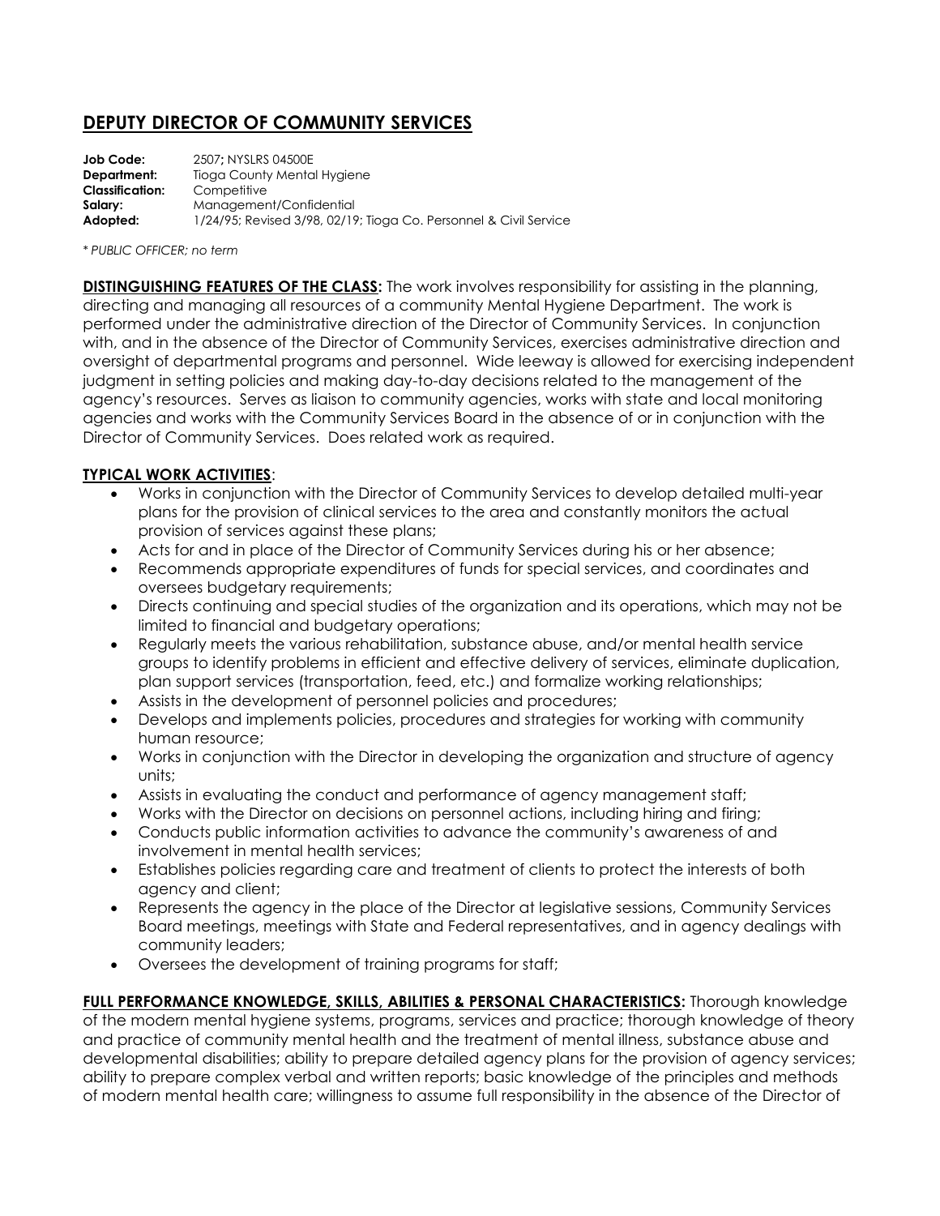# DEPUTY DIRECTOR OF COMMUNITY SERVICES

**Job Code:** 2507; NYSLRS 04500E
**Department:** Tioga County Mental Hygiene
**Classification:** Competitive
**Salary:** Management/Confidential
**Adopted:** 1/24/95; Revised 3/98, 02/19; Tioga Co. Personnel & Civil Service

*\* PUBLIC OFFICER; no term*

**DISTINGUISHING FEATURES OF THE CLASS:** The work involves responsibility for assisting in the planning, directing and managing all resources of a community Mental Hygiene Department. The work is performed under the administrative direction of the Director of Community Services. In conjunction with, and in the absence of the Director of Community Services, exercises administrative direction and oversight of departmental programs and personnel. Wide leeway is allowed for exercising independent judgment in setting policies and making day-to-day decisions related to the management of the agency's resources. Serves as liaison to community agencies, works with state and local monitoring agencies and works with the Community Services Board in the absence of or in conjunction with the Director of Community Services. Does related work as required.

**TYPICAL WORK ACTIVITIES**:

- Works in conjunction with the Director of Community Services to develop detailed multi-year plans for the provision of clinical services to the area and constantly monitors the actual provision of services against these plans;
- Acts for and in place of the Director of Community Services during his or her absence;
- Recommends appropriate expenditures of funds for special services, and coordinates and oversees budgetary requirements;
- Directs continuing and special studies of the organization and its operations, which may not be limited to financial and budgetary operations;
- Regularly meets the various rehabilitation, substance abuse, and/or mental health service groups to identify problems in efficient and effective delivery of services, eliminate duplication, plan support services (transportation, feed, etc.) and formalize working relationships;
- Assists in the development of personnel policies and procedures;
- Develops and implements policies, procedures and strategies for working with community human resource;
- Works in conjunction with the Director in developing the organization and structure of agency units;
- Assists in evaluating the conduct and performance of agency management staff;
- Works with the Director on decisions on personnel actions, including hiring and firing;
- Conducts public information activities to advance the community's awareness of and involvement in mental health services;
- Establishes policies regarding care and treatment of clients to protect the interests of both agency and client;
- Represents the agency in the place of the Director at legislative sessions, Community Services Board meetings, meetings with State and Federal representatives, and in agency dealings with community leaders;
- Oversees the development of training programs for staff;

**FULL PERFORMANCE KNOWLEDGE, SKILLS, ABILITIES & PERSONAL CHARACTERISTICS:** Thorough knowledge of the modern mental hygiene systems, programs, services and practice; thorough knowledge of theory and practice of community mental health and the treatment of mental illness, substance abuse and developmental disabilities; ability to prepare detailed agency plans for the provision of agency services; ability to prepare complex verbal and written reports; basic knowledge of the principles and methods of modern mental health care; willingness to assume full responsibility in the absence of the Director of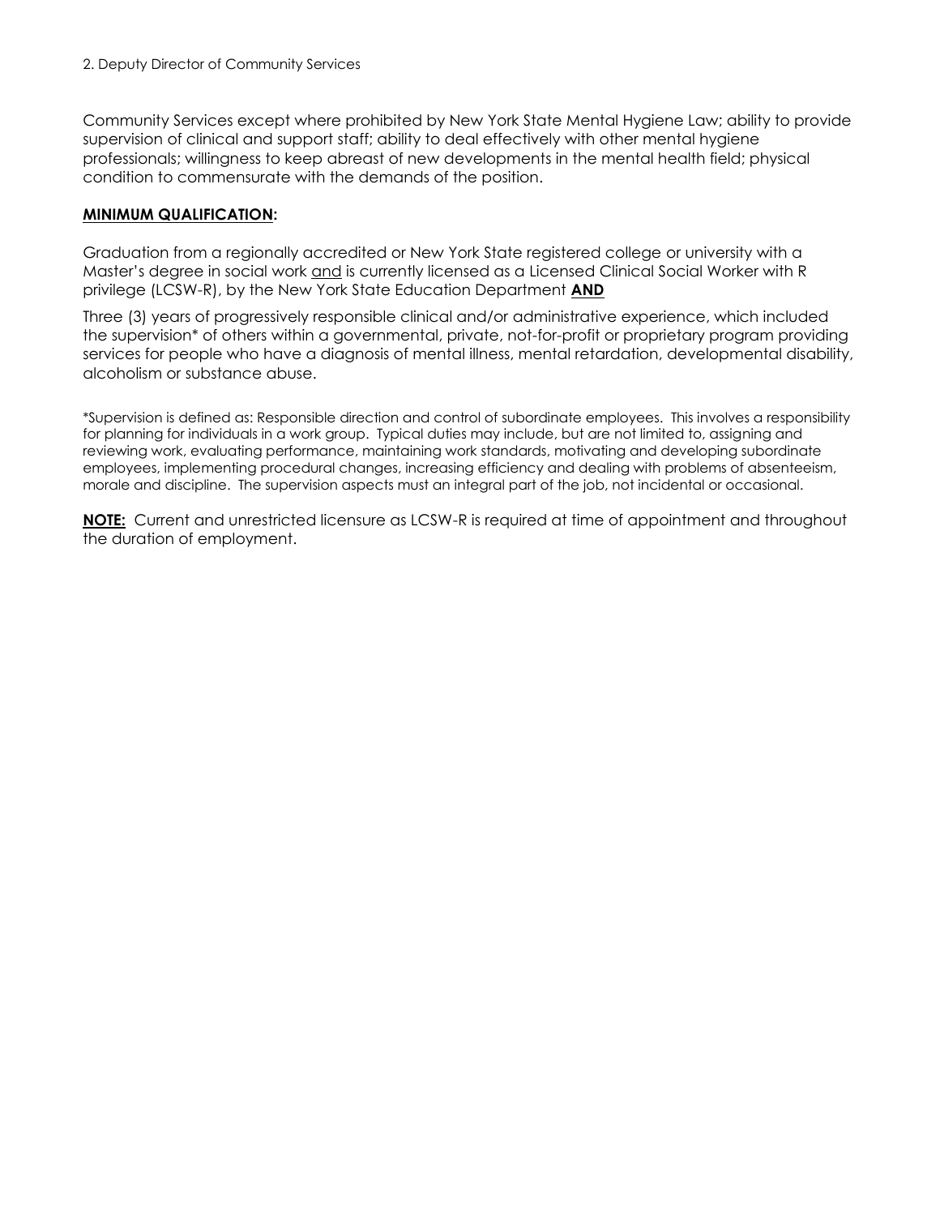Community Services except where prohibited by New York State Mental Hygiene Law; ability to provide supervision of clinical and support staff; ability to deal effectively with other mental hygiene professionals; willingness to keep abreast of new developments in the mental health field; physical condition to commensurate with the demands of the position.

**MINIMUM QUALIFICATION:**

Graduation from a regionally accredited or New York State registered college or university with a Master's degree in social work and is currently licensed as a Licensed Clinical Social Worker with R privilege (LCSW-R), by the New York State Education Department **AND**

Three (3) years of progressively responsible clinical and/or administrative experience, which included the supervision* of others within a governmental, private, not-for-profit or proprietary program providing services for people who have a diagnosis of mental illness, mental retardation, developmental disability, alcoholism or substance abuse.

*Supervision is defined as: Responsible direction and control of subordinate employees. This involves a responsibility for planning for individuals in a work group. Typical duties may include, but are not limited to, assigning and reviewing work, evaluating performance, maintaining work standards, motivating and developing subordinate employees, implementing procedural changes, increasing efficiency and dealing with problems of absenteeism, morale and discipline. The supervision aspects must an integral part of the job, not incidental or occasional.

**NOTE:** Current and unrestricted licensure as LCSW-R is required at time of appointment and throughout the duration of employment.